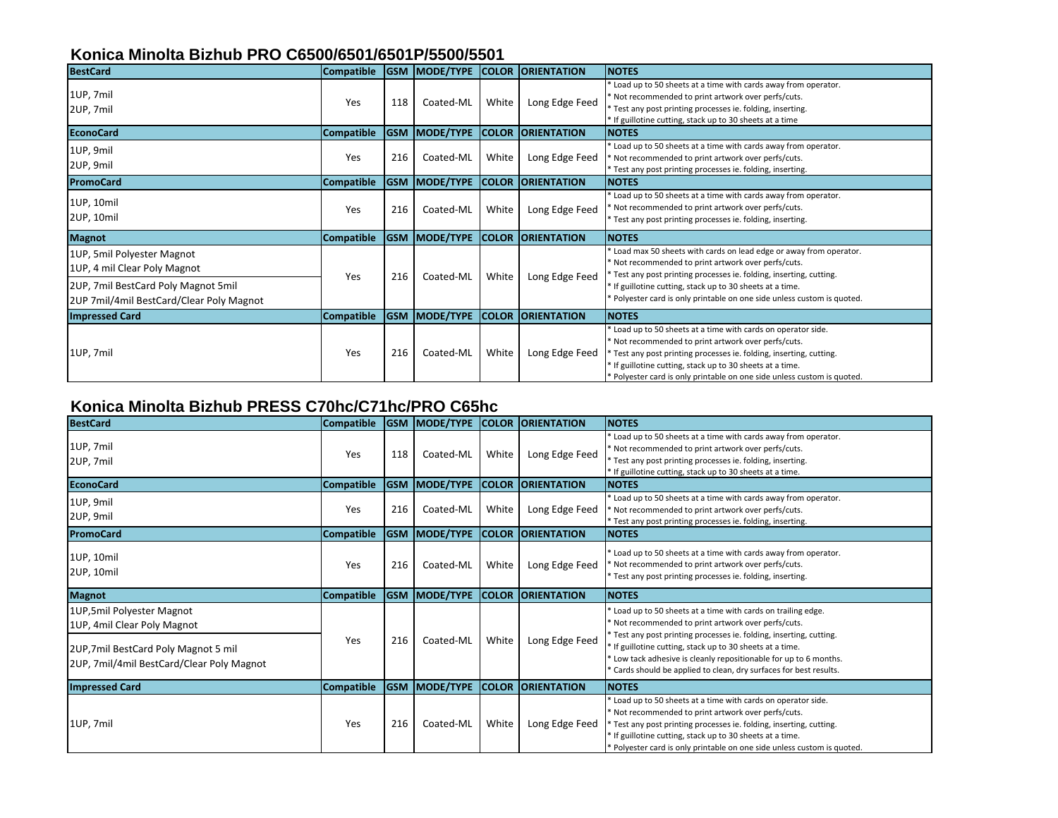## Konica Minolta Bizhub PRO C6500/6501/6501P/5500/5501

| BestCard | Compatible | GSM | MODE/TYPE | COLOR | ORIENTATION | NOTES |
|---|---|---|---|---|---|---|
| 1UP, 7mil<br>2UP, 7mil | Yes | 118 | Coated-ML | White | Long Edge Feed | * Load up to 50 sheets at a time with cards away from operator.<br>* Not recommended to print artwork over perfs/cuts.<br>* Test any post printing processes ie. folding, inserting.<br>* If guillotine cutting, stack up to 30 sheets at a time |
| **EconoCard** | **Compatible** | **GSM** | **MODE/TYPE** | **COLOR** | **ORIENTATION** | **NOTES** |
| 1UP, 9mil<br>2UP, 9mil | Yes | 216 | Coated-ML | White | Long Edge Feed | * Load up to 50 sheets at a time with cards away from operator.<br>* Not recommended to print artwork over perfs/cuts.<br>* Test any post printing processes ie. folding, inserting. |
| **PromoCard** | **Compatible** | **GSM** | **MODE/TYPE** | **COLOR** | **ORIENTATION** | **NOTES** |
| 1UP, 10mil<br>2UP, 10mil | Yes | 216 | Coated-ML | White | Long Edge Feed | * Load up to 50 sheets at a time with cards away from operator.<br>* Not recommended to print artwork over perfs/cuts.<br>* Test any post printing processes ie. folding, inserting. |
| **Magnot** | **Compatible** | **GSM** | **MODE/TYPE** | **COLOR** | **ORIENTATION** | **NOTES** |
| 1UP, 5mil Polyester Magnot<br>1UP, 4 mil Clear Poly Magnot<br>2UP, 7mil BestCard Poly Magnot 5mil<br>2UP 7mil/4mil BestCard/Clear Poly Magnot | Yes | 216 | Coated-ML | White | Long Edge Feed | * Load max 50 sheets with cards on lead edge or away from operator.<br>* Not recommended to print artwork over perfs/cuts.<br>* Test any post printing processes ie. folding, inserting, cutting.<br>* If guillotine cutting, stack up to 30 sheets at a time.<br>* Polyester card is only printable on one side unless custom is quoted. |
| **Impressed Card** | **Compatible** | **GSM** | **MODE/TYPE** | **COLOR** | **ORIENTATION** | **NOTES** |
| 1UP, 7mil | Yes | 216 | Coated-ML | White | Long Edge Feed | * Load up to 50 sheets at a time with cards on operator side.<br>* Not recommended to print artwork over perfs/cuts.<br>* Test any post printing processes ie. folding, inserting, cutting.<br>* If guillotine cutting, stack up to 30 sheets at a time.<br>* Polyester card is only printable on one side unless custom is quoted. |

## Konica Minolta Bizhub PRESS C70hc/C71hc/PRO C65hc

| BestCard | Compatible | GSM | MODE/TYPE | COLOR | ORIENTATION | NOTES |
|---|---|---|---|---|---|---|
| 1UP, 7mil<br>2UP, 7mil | Yes | 118 | Coated-ML | White | Long Edge Feed | * Load up to 50 sheets at a time with cards away from operator.<br>* Not recommended to print artwork over perfs/cuts.<br>* Test any post printing processes ie. folding, inserting.<br>* If guillotine cutting, stack up to 30 sheets at a time. |
| **EconoCard** | **Compatible** | **GSM** | **MODE/TYPE** | **COLOR** | **ORIENTATION** | **NOTES** |
| 1UP, 9mil<br>2UP, 9mil | Yes | 216 | Coated-ML | White | Long Edge Feed | * Load up to 50 sheets at a time with cards away from operator.<br>* Not recommended to print artwork over perfs/cuts.<br>* Test any post printing processes ie. folding, inserting. |
| **PromoCard** | **Compatible** | **GSM** | **MODE/TYPE** | **COLOR** | **ORIENTATION** | **NOTES** |
| 1UP, 10mil<br>2UP, 10mil | Yes | 216 | Coated-ML | White | Long Edge Feed | * Load up to 50 sheets at a time with cards away from operator.<br>* Not recommended to print artwork over perfs/cuts.<br>* Test any post printing processes ie. folding, inserting. |
| **Magnot** | **Compatible** | **GSM** | **MODE/TYPE** | **COLOR** | **ORIENTATION** | **NOTES** |
| 1UP,5mil Polyester Magnot<br>1UP, 4mil Clear Poly Magnot<br>2UP,7mil BestCard Poly Magnot 5 mil<br>2UP, 7mil/4mil BestCard/Clear Poly Magnot | Yes | 216 | Coated-ML | White | Long Edge Feed | * Load up to 50 sheets at a time with cards on trailing edge.<br>* Not recommended to print artwork over perfs/cuts.<br>* Test any post printing processes ie. folding, inserting, cutting.<br>* If guillotine cutting, stack up to 30 sheets at a time.<br>* Low tack adhesive is cleanly repositionable for up to 6 months.<br>* Cards should be applied to clean, dry surfaces for best results. |
| **Impressed Card** | **Compatible** | **GSM** | **MODE/TYPE** | **COLOR** | **ORIENTATION** | **NOTES** |
| 1UP, 7mil | Yes | 216 | Coated-ML | White | Long Edge Feed | * Load up to 50 sheets at a time with cards on operator side.<br>* Not recommended to print artwork over perfs/cuts.<br>* Test any post printing processes ie. folding, inserting, cutting.<br>* If guillotine cutting, stack up to 30 sheets at a time.<br>* Polyester card is only printable on one side unless custom is quoted. |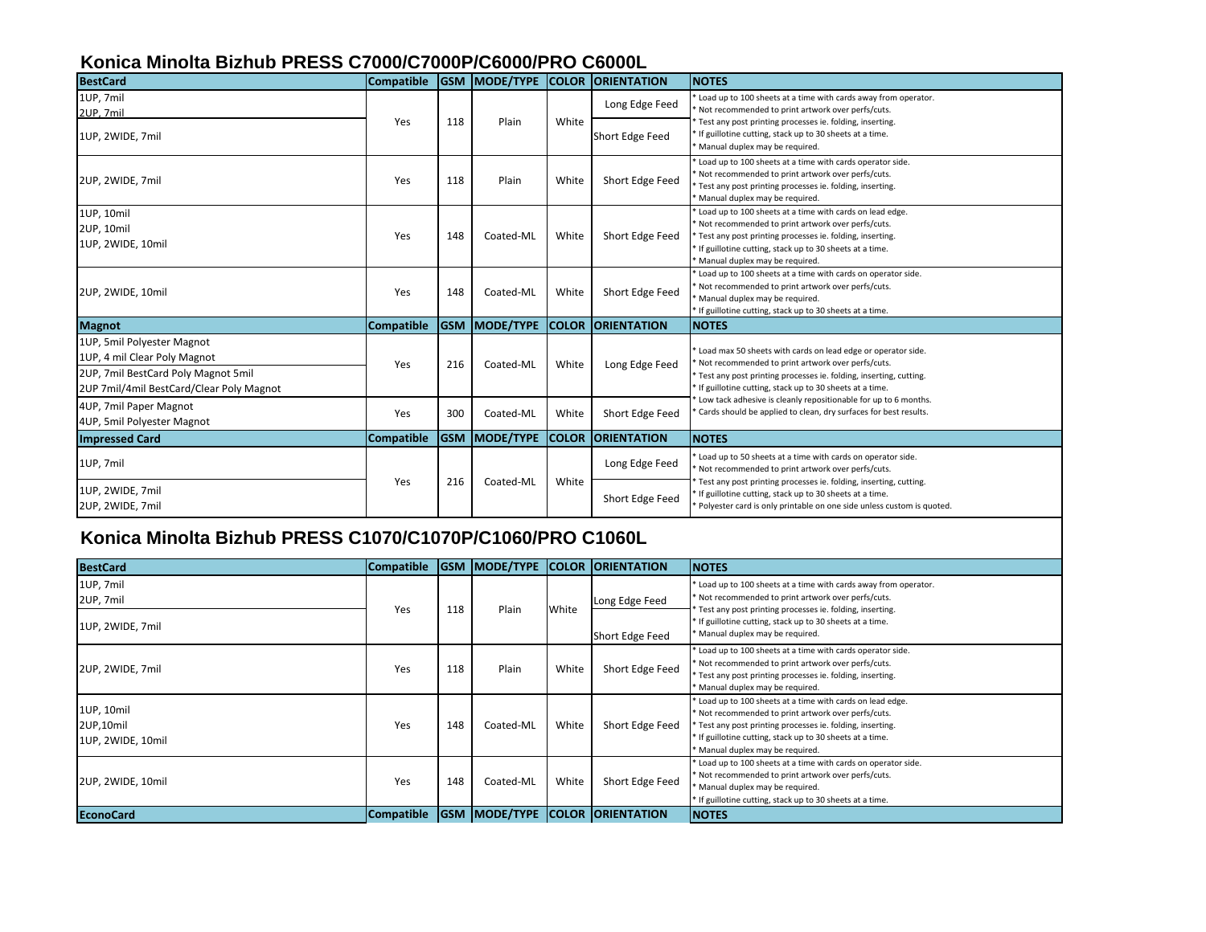## Konica Minolta Bizhub PRESS C7000/C7000P/C6000/PRO C6000L

| BestCard | Compatible | GSM | MODE/TYPE | COLOR | ORIENTATION | NOTES |
|---|---|---|---|---|---|---|
| 1UP, 7mil<br>2UP, 7mil | Yes | 118 | Plain | White | Long Edge Feed | * Load up to 100 sheets at a time with cards away from operator.<br>* Not recommended to print artwork over perfs/cuts.<br>* Test any post printing processes ie. folding, inserting.<br>* If guillotine cutting, stack up to 30 sheets at a time.<br>* Manual duplex may be required. |
| 1UP, 2WIDE, 7mil | | | | | Short Edge Feed | |
| 2UP, 2WIDE, 7mil | Yes | 118 | Plain | White | Short Edge Feed | * Load up to 100 sheets at a time with cards operator side.<br>* Not recommended to print artwork over perfs/cuts.<br>* Test any post printing processes ie. folding, inserting.<br>* Manual duplex may be required. |
| 1UP, 10mil<br>2UP, 10mil<br>1UP, 2WIDE, 10mil | Yes | 148 | Coated-ML | White | Short Edge Feed | * Load up to 100 sheets at a time with cards on lead edge.<br>* Not recommended to print artwork over perfs/cuts.<br>* Test any post printing processes ie. folding, inserting.<br>* If guillotine cutting, stack up to 30 sheets at a time.<br>* Manual duplex may be required. |
| 2UP, 2WIDE, 10mil | Yes | 148 | Coated-ML | White | Short Edge Feed | * Load up to 100 sheets at a time with cards on operator side.<br>* Not recommended to print artwork over perfs/cuts.<br>* Manual duplex may be required.<br>* If guillotine cutting, stack up to 30 sheets at a time. |

| Magnot | Compatible | GSM | MODE/TYPE | COLOR | ORIENTATION | NOTES |
|---|---|---|---|---|---|---|
| 1UP, 5mil Polyester Magnot<br>1UP, 4 mil Clear Poly Magnot<br>2UP, 7mil BestCard Poly Magnot 5mil<br>2UP 7mil/4mil BestCard/Clear Poly Magnot | Yes | 216 | Coated-ML | White | Long Edge Feed | * Load max 50 sheets with cards on lead edge or operator side.<br>* Not recommended to print artwork over perfs/cuts.<br>* Test any post printing processes ie. folding, inserting, cutting.<br>* If guillotine cutting, stack up to 30 sheets at a time.<br>* Low tack adhesive is cleanly repositionable for up to 6 months.<br>* Cards should be applied to clean, dry surfaces for best results. |
| 4UP, 7mil Paper Magnot<br>4UP, 5mil Polyester Magnot | Yes | 300 | Coated-ML | White | Short Edge Feed | |

| Impressed Card | Compatible | GSM | MODE/TYPE | COLOR | ORIENTATION | NOTES |
|---|---|---|---|---|---|---|
| 1UP, 7mil | Yes | 216 | Coated-ML | White | Long Edge Feed | * Load up to 50 sheets at a time with cards on operator side.<br>* Not recommended to print artwork over perfs/cuts.<br>* Test any post printing processes ie. folding, inserting, cutting.<br>* If guillotine cutting, stack up to 30 sheets at a time.<br>* Polyester card is only printable on one side unless custom is quoted. |
| 1UP, 2WIDE, 7mil<br>2UP, 2WIDE, 7mil | | | | | Short Edge Feed | |

## Konica Minolta Bizhub PRESS C1070/C1070P/C1060/PRO C1060L

| BestCard | Compatible | GSM | MODE/TYPE | COLOR | ORIENTATION | NOTES |
|---|---|---|---|---|---|---|
| 1UP, 7mil<br>2UP, 7mil | Yes | 118 | Plain | White | Long Edge Feed | * Load up to 100 sheets at a time with cards away from operator.<br>* Not recommended to print artwork over perfs/cuts.<br>* Test any post printing processes ie. folding, inserting.<br>* If guillotine cutting, stack up to 30 sheets at a time.<br>* Manual duplex may be required. |
| 1UP, 2WIDE, 7mil | | | | | Short Edge Feed | |
| 2UP, 2WIDE, 7mil | Yes | 118 | Plain | White | Short Edge Feed | * Load up to 100 sheets at a time with cards operator side.<br>* Not recommended to print artwork over perfs/cuts.<br>* Test any post printing processes ie. folding, inserting.<br>* Manual duplex may be required. |
| 1UP, 10mil<br>2UP,10mil<br>1UP, 2WIDE, 10mil | Yes | 148 | Coated-ML | White | Short Edge Feed | * Load up to 100 sheets at a time with cards on lead edge.<br>* Not recommended to print artwork over perfs/cuts.<br>* Test any post printing processes ie. folding, inserting.<br>* If guillotine cutting, stack up to 30 sheets at a time.<br>* Manual duplex may be required. |
| 2UP, 2WIDE, 10mil | Yes | 148 | Coated-ML | White | Short Edge Feed | * Load up to 100 sheets at a time with cards on operator side.<br>* Not recommended to print artwork over perfs/cuts.<br>* Manual duplex may be required.<br>* If guillotine cutting, stack up to 30 sheets at a time. |

| EconoCard | Compatible | GSM | MODE/TYPE | COLOR | ORIENTATION | NOTES |
|---|---|---|---|---|---|---|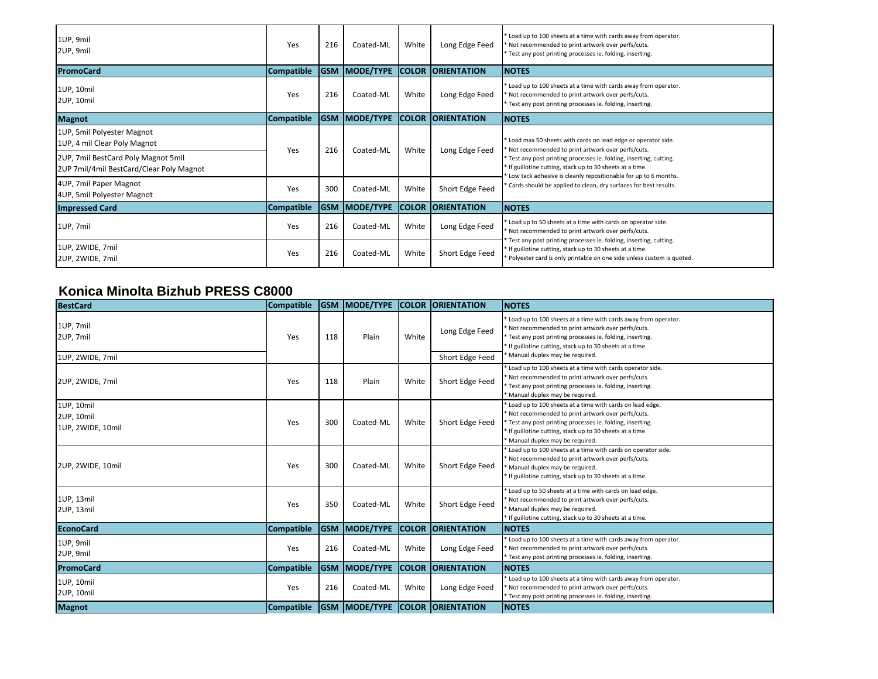| | Compatible | GSM | MODE/TYPE | COLOR | ORIENTATION | NOTES |
|---|---|---|---|---|---|---|
| 1UP, 9mil<br>2UP, 9mil | Yes | 216 | Coated-ML | White | Long Edge Feed | * Load up to 100 sheets at a time with cards away from operator.<br>* Not recommended to print artwork over perfs/cuts.<br>* Test any post printing processes ie. folding, inserting. |
| **PromoCard** | **Compatible** | **GSM** | **MODE/TYPE** | **COLOR** | **ORIENTATION** | **NOTES** |
| 1UP, 10mil<br>2UP, 10mil | Yes | 216 | Coated-ML | White | Long Edge Feed | * Load up to 100 sheets at a time with cards away from operator.<br>* Not recommended to print artwork over perfs/cuts.<br>* Test any post printing processes ie. folding, inserting. |
| **Magnot** | **Compatible** | **GSM** | **MODE/TYPE** | **COLOR** | **ORIENTATION** | **NOTES** |
| 1UP, 5mil Polyester Magnot<br>1UP, 4 mil Clear Poly Magnot<br>2UP, 7mil BestCard Poly Magnot 5mil<br>2UP 7mil/4mil BestCard/Clear Poly Magnot | Yes | 216 | Coated-ML | White | Long Edge Feed | * Load max 50 sheets with cards on lead edge or operator side.<br>* Not recommended to print artwork over perfs/cuts.<br>* Test any post printing processes ie. folding, inserting, cutting.<br>* If guillotine cutting, stack up to 30 sheets at a time.<br>* Low tack adhesive is cleanly repositionable for up to 6 months.<br>* Cards should be applied to clean, dry surfaces for best results. |
| 4UP, 7mil Paper Magnot<br>4UP, 5mil Polyester Magnot | Yes | 300 | Coated-ML | White | Short Edge Feed | |
| **Impressed Card** | **Compatible** | **GSM** | **MODE/TYPE** | **COLOR** | **ORIENTATION** | **NOTES** |
| 1UP, 7mil | Yes | 216 | Coated-ML | White | Long Edge Feed | * Load up to 50 sheets at a time with cards on operator side.<br>* Not recommended to print artwork over perfs/cuts.<br>* Test any post printing processes ie. folding, inserting, cutting.<br>* If guillotine cutting, stack up to 30 sheets at a time.<br>* Polyester card is only printable on one side unless custom is quoted. |
| 1UP, 2WIDE, 7mil<br>2UP, 2WIDE, 7mil | Yes | 216 | Coated-ML | White | Short Edge Feed | |

## Konica Minolta Bizhub PRESS C8000

| BestCard | Compatible | GSM | MODE/TYPE | COLOR | ORIENTATION | NOTES |
|---|---|---|---|---|---|---|
| 1UP, 7mil<br>2UP, 7mil | Yes | 118 | Plain | White | Long Edge Feed | * Load up to 100 sheets at a time with cards away from operator.<br>* Not recommended to print artwork over perfs/cuts.<br>* Test any post printing processes ie. folding, inserting.<br>* If guillotine cutting, stack up to 30 sheets at a time.<br>* Manual duplex may be required. |
| 1UP, 2WIDE, 7mil | | | | | Short Edge Feed | |
| 2UP, 2WIDE, 7mil | Yes | 118 | Plain | White | Short Edge Feed | * Load up to 100 sheets at a time with cards operator side.<br>* Not recommended to print artwork over perfs/cuts.<br>* Test any post printing processes ie. folding, inserting.<br>* Manual duplex may be required. |
| 1UP, 10mil<br>2UP, 10mil<br>1UP, 2WIDE, 10mil | Yes | 300 | Coated-ML | White | Short Edge Feed | * Load up to 100 sheets at a time with cards on lead edge.<br>* Not recommended to print artwork over perfs/cuts.<br>* Test any post printing processes ie. folding, inserting.<br>* If guillotine cutting, stack up to 30 sheets at a time.<br>* Manual duplex may be required. |
| 2UP, 2WIDE, 10mil | Yes | 300 | Coated-ML | White | Short Edge Feed | * Load up to 100 sheets at a time with cards on operator side.<br>* Not recommended to print artwork over perfs/cuts.<br>* Manual duplex may be required.<br>* If guillotine cutting, stack up to 30 sheets at a time. |
| 1UP, 13mil<br>2UP, 13mil | Yes | 350 | Coated-ML | White | Short Edge Feed | * Load up to 50 sheets at a time with cards on lead edge.<br>* Not recommended to print artwork over perfs/cuts.<br>* Manual duplex may be required.<br>* If guillotine cutting, stack up to 30 sheets at a time. |
| **EconoCard** | **Compatible** | **GSM** | **MODE/TYPE** | **COLOR** | **ORIENTATION** | **NOTES** |
| 1UP, 9mil<br>2UP, 9mil | Yes | 216 | Coated-ML | White | Long Edge Feed | * Load up to 100 sheets at a time with cards away from operator.<br>* Not recommended to print artwork over perfs/cuts.<br>* Test any post printing processes ie. folding, inserting. |
| **PromoCard** | **Compatible** | **GSM** | **MODE/TYPE** | **COLOR** | **ORIENTATION** | **NOTES** |
| 1UP, 10mil<br>2UP, 10mil | Yes | 216 | Coated-ML | White | Long Edge Feed | * Load up to 100 sheets at a time with cards away from operator.<br>* Not recommended to print artwork over perfs/cuts.<br>* Test any post printing processes ie. folding, inserting. |
| **Magnot** | **Compatible** | **GSM** | **MODE/TYPE** | **COLOR** | **ORIENTATION** | **NOTES** |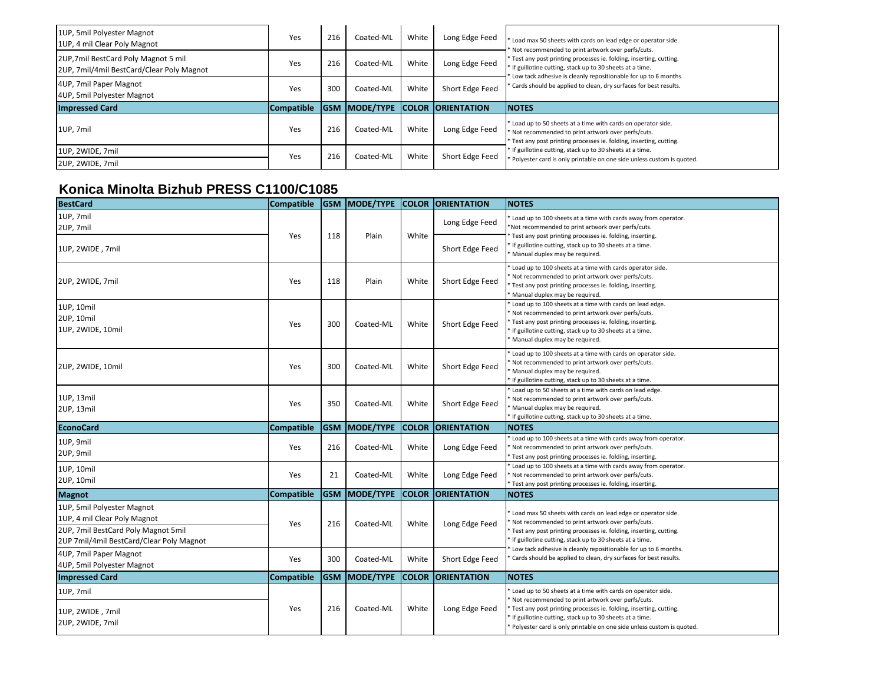| | | | | | | |
|---|---|---|---|---|---|---|
| 1UP, 5mil Polyester Magnot<br>1UP, 4 mil Clear Poly Magnot | Yes | 216 | Coated-ML | White | Long Edge Feed | * Load max 50 sheets with cards on lead edge or operator side.<br>* Not recommended to print artwork over perfs/cuts.<br>* Test any post printing processes ie. folding, inserting, cutting.<br>* If guillotine cutting, stack up to 30 sheets at a time.<br>* Low tack adhesive is cleanly repositionable for up to 6 months.<br>* Cards should be applied to clean, dry surfaces for best results. |
| 2UP,7mil BestCard Poly Magnot 5 mil<br>2UP, 7mil/4mil BestCard/Clear Poly Magnot | Yes | 216 | Coated-ML | White | Long Edge Feed | |
| 4UP, 7mil Paper Magnot<br>4UP, 5mil Polyester Magnot | Yes | 300 | Coated-ML | White | Short Edge Feed | |
| **Impressed Card** | **Compatible** | **GSM** | **MODE/TYPE** | **COLOR** | **ORIENTATION** | **NOTES** |
| 1UP, 7mil | Yes | 216 | Coated-ML | White | Long Edge Feed | * Load up to 50 sheets at a time with cards on operator side.<br>* Not recommended to print artwork over perfs/cuts.<br>* Test any post printing processes ie. folding, inserting, cutting.<br>* If guillotine cutting, stack up to 30 sheets at a time.<br>* Polyester card is only printable on one side unless custom is quoted. |
| 1UP, 2WIDE, 7mil<br>2UP, 2WIDE, 7mil | Yes | 216 | Coated-ML | White | Short Edge Feed | |

## Konica Minolta Bizhub PRESS C1100/C1085

| BestCard | Compatible | GSM | MODE/TYPE | COLOR | ORIENTATION | NOTES |
|---|---|---|---|---|---|---|
| 1UP, 7mil<br>2UP, 7mil | Yes | 118 | Plain | White | Long Edge Feed | * Load up to 100 sheets at a time with cards away from operator.<br>*Not recommended to print artwork over perfs/cuts.<br>* Test any post printing processes ie. folding, inserting.<br>* If guillotine cutting, stack up to 30 sheets at a time.<br>* Manual duplex may be required. |
| 1UP, 2WIDE , 7mil | | | | | Short Edge Feed | |
| 2UP, 2WIDE, 7mil | Yes | 118 | Plain | White | Short Edge Feed | * Load up to 100 sheets at a time with cards operator side.<br>* Not recommended to print artwork over perfs/cuts.<br>* Test any post printing processes ie. folding, inserting.<br>* Manual duplex may be required. |
| 1UP, 10mil<br>2UP, 10mil<br>1UP, 2WIDE, 10mil | Yes | 300 | Coated-ML | White | Short Edge Feed | * Load up to 100 sheets at a time with cards on lead edge.<br>* Not recommended to print artwork over perfs/cuts.<br>* Test any post printing processes ie. folding, inserting.<br>* If guillotine cutting, stack up to 30 sheets at a time.<br>* Manual duplex may be required. |
| 2UP, 2WIDE, 10mil | Yes | 300 | Coated-ML | White | Short Edge Feed | * Load up to 100 sheets at a time with cards on operator side.<br>* Not recommended to print artwork over perfs/cuts.<br>* Manual duplex may be required.<br>* If guillotine cutting, stack up to 30 sheets at a time. |
| 1UP, 13mil<br>2UP, 13mil | Yes | 350 | Coated-ML | White | Short Edge Feed | * Load up to 50 sheets at a time with cards on lead edge.<br>* Not recommended to print artwork over perfs/cuts.<br>* Manual duplex may be required.<br>* If guillotine cutting, stack up to 30 sheets at a time. |
| **EconoCard** | **Compatible** | **GSM** | **MODE/TYPE** | **COLOR** | **ORIENTATION** | **NOTES** |
| 1UP, 9mil<br>2UP, 9mil | Yes | 216 | Coated-ML | White | Long Edge Feed | * Load up to 100 sheets at a time with cards away from operator.<br>* Not recommended to print artwork over perfs/cuts.<br>* Test any post printing processes ie. folding, inserting. |
| 1UP, 10mil<br>2UP, 10mil | Yes | 21 | Coated-ML | White | Long Edge Feed | * Load up to 100 sheets at a time with cards away from operator.<br>* Not recommended to print artwork over perfs/cuts.<br>* Test any post printing processes ie. folding, inserting. |
| **Magnot** | **Compatible** | **GSM** | **MODE/TYPE** | **COLOR** | **ORIENTATION** | **NOTES** |
| 1UP, 5mil Polyester Magnot<br>1UP, 4 mil Clear Poly Magnot<br>2UP, 7mil BestCard Poly Magnot 5mil<br>2UP 7mil/4mil BestCard/Clear Poly Magnot | Yes | 216 | Coated-ML | White | Long Edge Feed | * Load max 50 sheets with cards on lead edge or operator side.<br>* Not recommended to print artwork over perfs/cuts.<br>* Test any post printing processes ie. folding, inserting, cutting.<br>* If guillotine cutting, stack up to 30 sheets at a time.<br>* Low tack adhesive is cleanly repositionable for up to 6 months.<br>* Cards should be applied to clean, dry surfaces for best results. |
| 4UP, 7mil Paper Magnot<br>4UP, 5mil Polyester Magnot | Yes | 300 | Coated-ML | White | Short Edge Feed | |
| **Impressed Card** | **Compatible** | **GSM** | **MODE/TYPE** | **COLOR** | **ORIENTATION** | **NOTES** |
| 1UP, 7mil | Yes | 216 | Coated-ML | White | Long Edge Feed | * Load up to 50 sheets at a time with cards on operator side.<br>* Not recommended to print artwork over perfs/cuts.<br>* Test any post printing processes ie. folding, inserting, cutting.<br>* If guillotine cutting, stack up to 30 sheets at a time.<br>* Polyester card is only printable on one side unless custom is quoted. |
| 1UP, 2WIDE , 7mil<br>2UP, 2WIDE, 7mil | | | | | | |